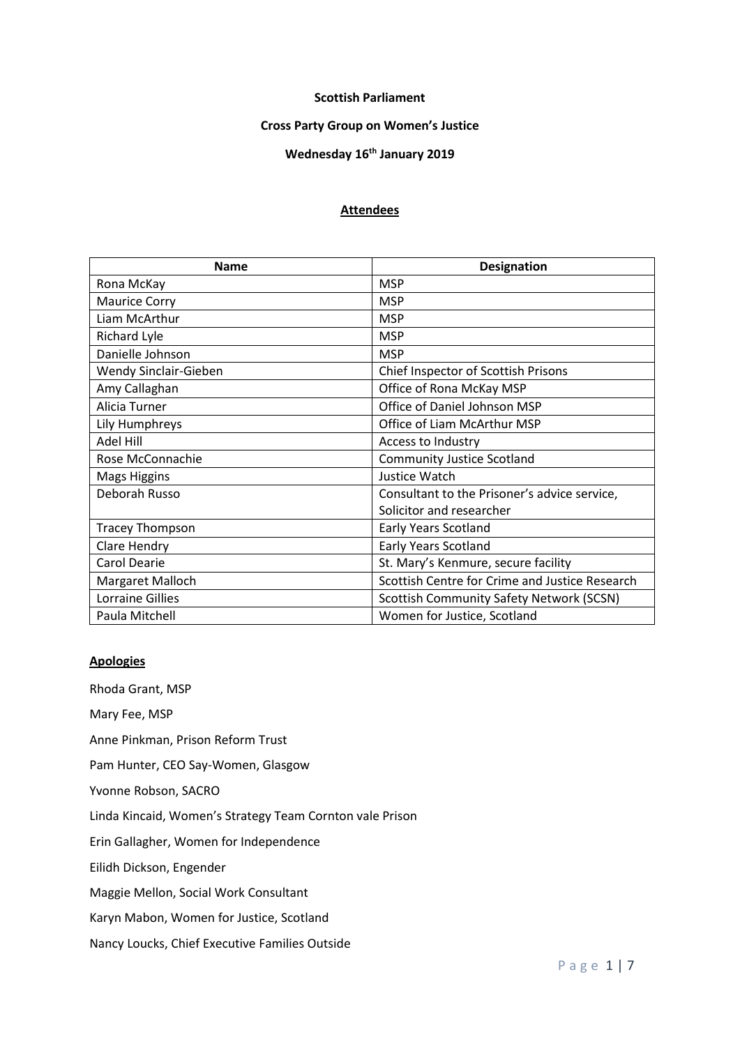**Scottish Parliament**

**Cross Party Group on Women's Justice**

**Wednesday 16th January 2019**

## Attendees

| Name | Designation |
|---|---|
| Rona McKay | MSP |
| Maurice Corry | MSP |
| Liam McArthur | MSP |
| Richard Lyle | MSP |
| Danielle Johnson | MSP |
| Wendy Sinclair-Gieben | Chief Inspector of Scottish Prisons |
| Amy Callaghan | Office of Rona McKay MSP |
| Alicia Turner | Office of Daniel Johnson MSP |
| Lily Humphreys | Office of Liam McArthur MSP |
| Adel Hill | Access to Industry |
| Rose McConnachie | Community Justice Scotland |
| Mags Higgins | Justice Watch |
| Deborah Russo | Consultant to the Prisoner's advice service, Solicitor and researcher |
| Tracey Thompson | Early Years Scotland |
| Clare Hendry | Early Years Scotland |
| Carol Dearie | St. Mary's Kenmure, secure facility |
| Margaret Malloch | Scottish Centre for Crime and Justice Research |
| Lorraine Gillies | Scottish Community Safety Network (SCSN) |
| Paula Mitchell | Women for Justice, Scotland |

## Apologies

Rhoda Grant, MSP

Mary Fee, MSP

Anne Pinkman, Prison Reform Trust

Pam Hunter, CEO Say-Women, Glasgow

Yvonne Robson, SACRO

Linda Kincaid, Women's Strategy Team Cornton vale Prison

Erin Gallagher, Women for Independence

Eilidh Dickson, Engender

Maggie Mellon, Social Work Consultant

Karyn Mabon, Women for Justice, Scotland

Nancy Loucks, Chief Executive Families Outside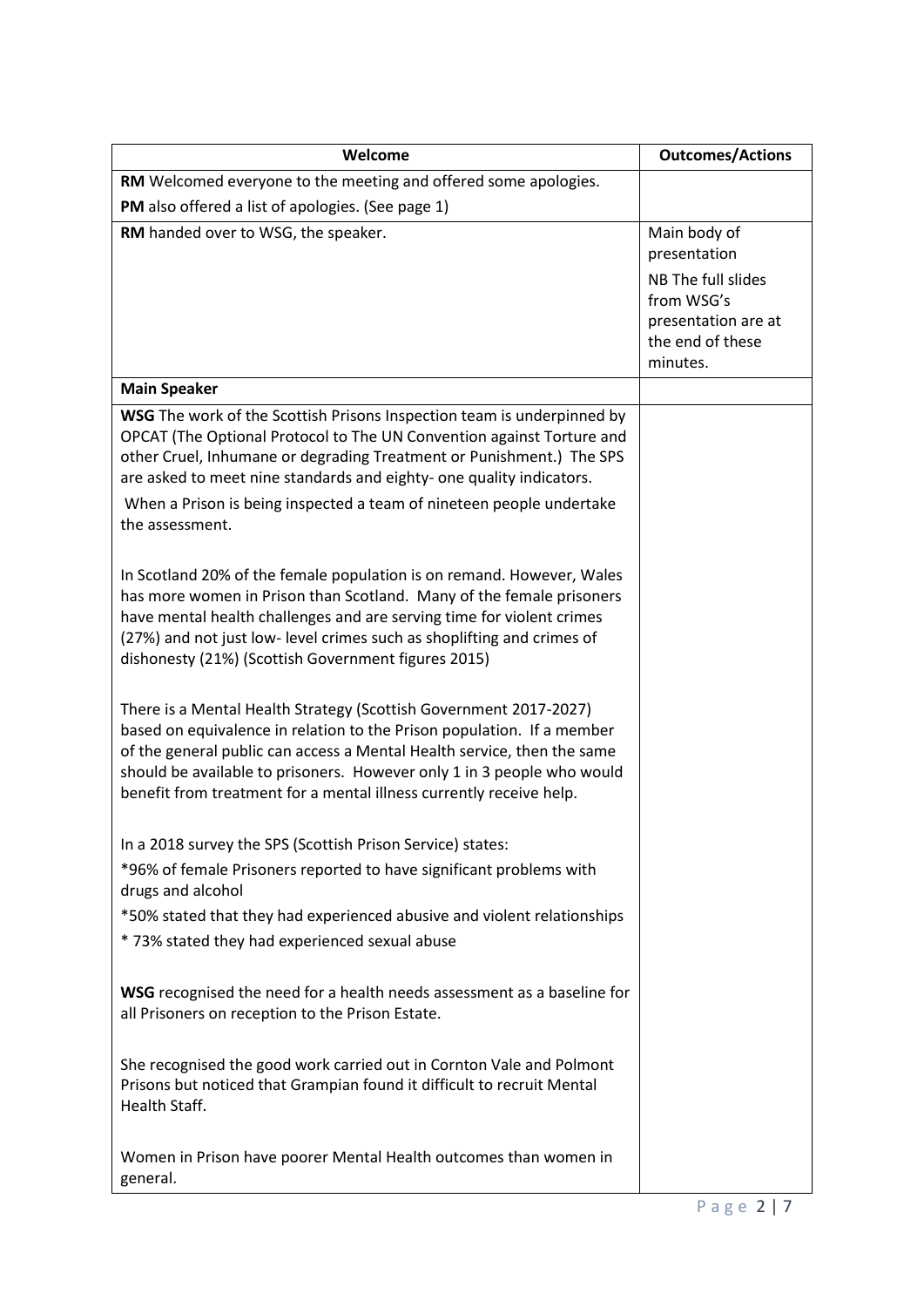| Welcome | Outcomes/Actions |
| --- | --- |
| **RM** Welcomed everyone to the meeting and offered some apologies.<br>**PM** also offered a list of apologies. (See page 1) | |
| **RM** handed over to WSG, the speaker. | Main body of presentation<br>NB The full slides from WSG's presentation are at the end of these minutes. |
| **Main Speaker** | |
| **WSG** The work of the Scottish Prisons Inspection team is underpinned by OPCAT (The Optional Protocol to The UN Convention against Torture and other Cruel, Inhumane or degrading Treatment or Punishment.) The SPS are asked to meet nine standards and eighty- one quality indicators.<br>When a Prison is being inspected a team of nineteen people undertake the assessment.<br><br>In Scotland 20% of the female population is on remand. However, Wales has more women in Prison than Scotland. Many of the female prisoners have mental health challenges and are serving time for violent crimes (27%) and not just low- level crimes such as shoplifting and crimes of dishonesty (21%) (Scottish Government figures 2015)<br><br>There is a Mental Health Strategy (Scottish Government 2017-2027) based on equivalence in relation to the Prison population. If a member of the general public can access a Mental Health service, then the same should be available to prisoners. However only 1 in 3 people who would benefit from treatment for a mental illness currently receive help.<br><br>In a 2018 survey the SPS (Scottish Prison Service) states:<br>*96% of female Prisoners reported to have significant problems with drugs and alcohol<br>*50% stated that they had experienced abusive and violent relationships<br>* 73% stated they had experienced sexual abuse<br><br>**WSG** recognised the need for a health needs assessment as a baseline for all Prisoners on reception to the Prison Estate.<br><br>She recognised the good work carried out in Cornton Vale and Polmont Prisons but noticed that Grampian found it difficult to recruit Mental Health Staff.<br><br>Women in Prison have poorer Mental Health outcomes than women in general. | |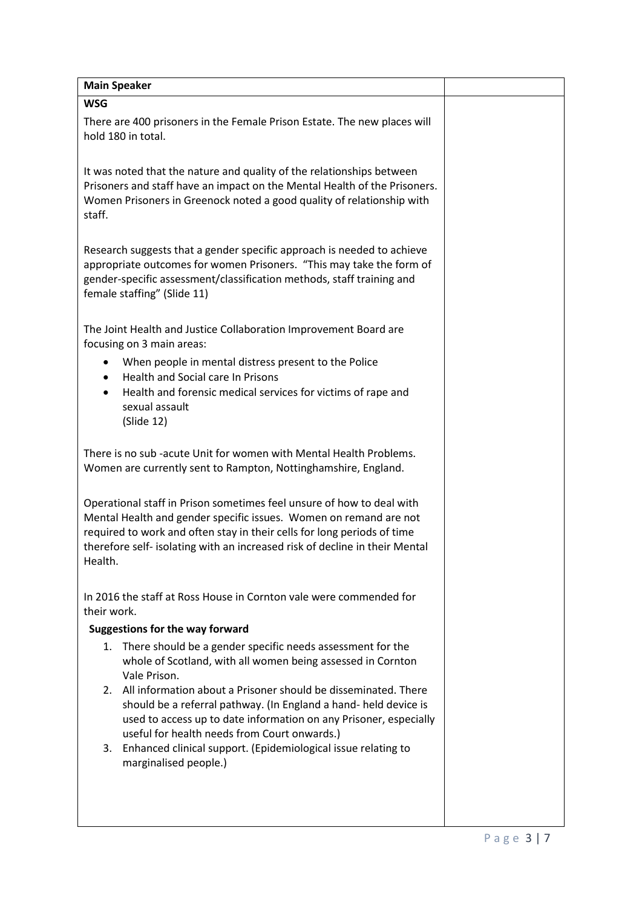| Main Speaker | |
|---|---|
| **WSG**<br><br>There are 400 prisoners in the Female Prison Estate. The new places will hold 180 in total.<br><br>It was noted that the nature and quality of the relationships between Prisoners and staff have an impact on the Mental Health of the Prisoners. Women Prisoners in Greenock noted a good quality of relationship with staff.<br><br>Research suggests that a gender specific approach is needed to achieve appropriate outcomes for women Prisoners. "This may take the form of gender-specific assessment/classification methods, staff training and female staffing" (Slide 11)<br><br>The Joint Health and Justice Collaboration Improvement Board are focusing on 3 main areas:<br>• When people in mental distress present to the Police<br>• Health and Social care In Prisons<br>• Health and forensic medical services for victims of rape and sexual assault (Slide 12)<br><br>There is no sub -acute Unit for women with Mental Health Problems. Women are currently sent to Rampton, Nottinghamshire, England.<br><br>Operational staff in Prison sometimes feel unsure of how to deal with Mental Health and gender specific issues. Women on remand are not required to work and often stay in their cells for long periods of time therefore self- isolating with an increased risk of decline in their Mental Health.<br><br>In 2016 the staff at Ross House in Cornton vale were commended for their work.<br><br>**Suggestions for the way forward**<br>1. There should be a gender specific needs assessment for the whole of Scotland, with all women being assessed in Cornton Vale Prison.<br>2. All information about a Prisoner should be disseminated. There should be a referral pathway. (In England a hand- held device is used to access up to date information on any Prisoner, especially useful for health needs from Court onwards.)<br>3. Enhanced clinical support. (Epidemiological issue relating to marginalised people.) | |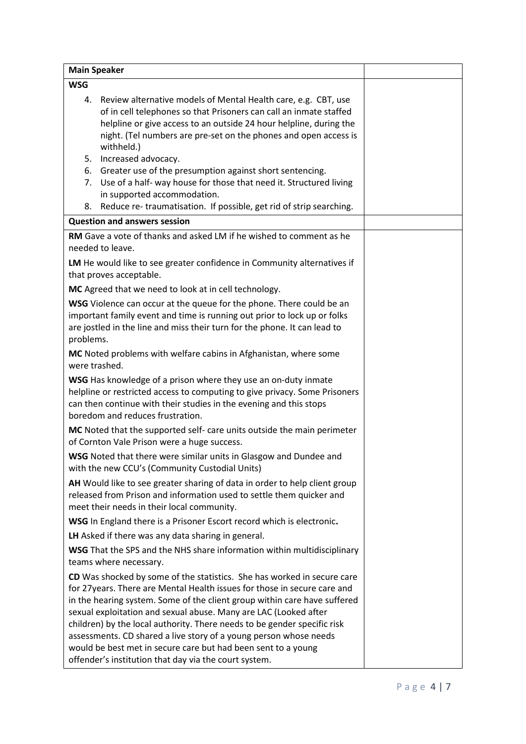| **Main Speaker** | |
|---|---|
| **WSG** | |
| 4. Review alternative models of Mental Health care, e.g. CBT, use of in cell telephones so that Prisoners can call an inmate staffed helpline or give access to an outside 24 hour helpline, during the night. (Tel numbers are pre-set on the phones and open access is withheld.)<br>5. Increased advocacy.<br>6. Greater use of the presumption against short sentencing.<br>7. Use of a half- way house for those that need it. Structured living in supported accommodation.<br>8. Reduce re- traumatisation. If possible, get rid of strip searching. | |
| **Question and answers session** | |
| **RM** Gave a vote of thanks and asked LM if he wished to comment as he needed to leave.<br><br>**LM** He would like to see greater confidence in Community alternatives if that proves acceptable.<br><br>**MC** Agreed that we need to look at in cell technology.<br><br>**WSG** Violence can occur at the queue for the phone. There could be an important family event and time is running out prior to lock up or folks are jostled in the line and miss their turn for the phone. It can lead to problems.<br><br>**MC** Noted problems with welfare cabins in Afghanistan, where some were trashed.<br><br>**WSG** Has knowledge of a prison where they use an on-duty inmate helpline or restricted access to computing to give privacy. Some Prisoners can then continue with their studies in the evening and this stops boredom and reduces frustration.<br><br>**MC** Noted that the supported self- care units outside the main perimeter of Cornton Vale Prison were a huge success.<br><br>**WSG** Noted that there were similar units in Glasgow and Dundee and with the new CCU's (Community Custodial Units)<br><br>**AH** Would like to see greater sharing of data in order to help client group released from Prison and information used to settle them quicker and meet their needs in their local community.<br><br>**WSG** In England there is a Prisoner Escort record which is electronic**.**<br><br>**LH** Asked if there was any data sharing in general.<br><br>**WSG** That the SPS and the NHS share information within multidisciplinary teams where necessary.<br><br>**CD** Was shocked by some of the statistics. She has worked in secure care for 27years. There are Mental Health issues for those in secure care and in the hearing system. Some of the client group within care have suffered sexual exploitation and sexual abuse. Many are LAC (Looked after children) by the local authority. There needs to be gender specific risk assessments. CD shared a live story of a young person whose needs would be best met in secure care but had been sent to a young offender's institution that day via the court system. | |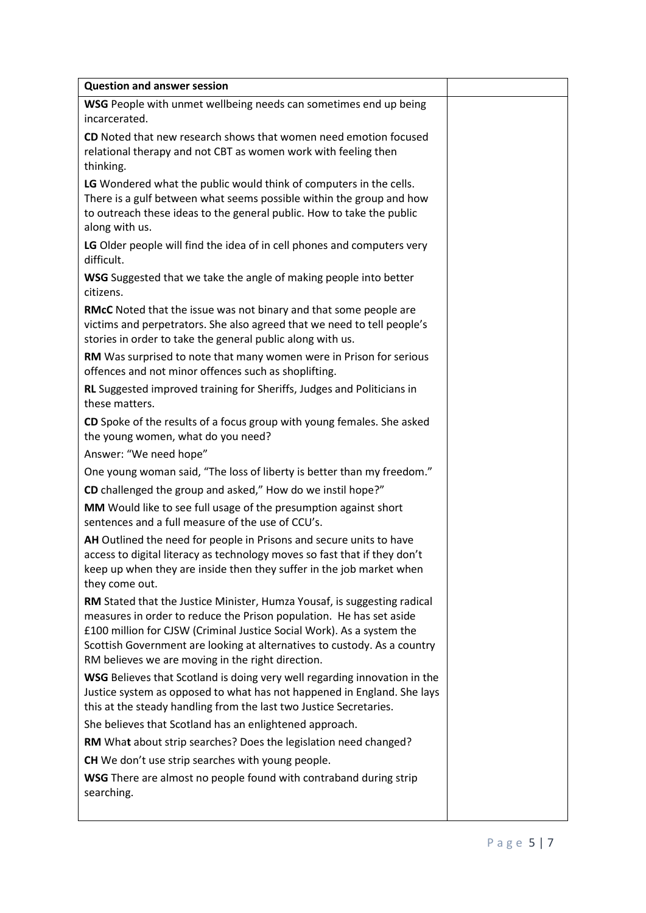| Question and answer session | |
|---|---|
| **WSG** People with unmet wellbeing needs can sometimes end up being incarcerated.<br><br>**CD** Noted that new research shows that women need emotion focused relational therapy and not CBT as women work with feeling then thinking.<br><br>**LG** Wondered what the public would think of computers in the cells. There is a gulf between what seems possible within the group and how to outreach these ideas to the general public. How to take the public along with us.<br><br>**LG** Older people will find the idea of in cell phones and computers very difficult.<br><br>**WSG** Suggested that we take the angle of making people into better citizens.<br><br>**RMcC** Noted that the issue was not binary and that some people are victims and perpetrators. She also agreed that we need to tell people's stories in order to take the general public along with us.<br><br>**RM** Was surprised to note that many women were in Prison for serious offences and not minor offences such as shoplifting.<br><br>**RL** Suggested improved training for Sheriffs, Judges and Politicians in these matters.<br><br>**CD** Spoke of the results of a focus group with young females. She asked the young women, what do you need?<br><br>Answer: "We need hope"<br><br>One young woman said, "The loss of liberty is better than my freedom."<br><br>**CD** challenged the group and asked," How do we instil hope?"<br><br>**MM** Would like to see full usage of the presumption against short sentences and a full measure of the use of CCU's.<br><br>**AH** Outlined the need for people in Prisons and secure units to have access to digital literacy as technology moves so fast that if they don't keep up when they are inside then they suffer in the job market when they come out.<br><br>**RM** Stated that the Justice Minister, Humza Yousaf, is suggesting radical measures in order to reduce the Prison population. He has set aside £100 million for CJSW (Criminal Justice Social Work). As a system the Scottish Government are looking at alternatives to custody. As a country RM believes we are moving in the right direction.<br><br>**WSG** Believes that Scotland is doing very well regarding innovation in the Justice system as opposed to what has not happened in England. She lays this at the steady handling from the last two Justice Secretaries.<br><br>She believes that Scotland has an enlightened approach.<br><br>**RM** What about strip searches? Does the legislation need changed?<br><br>**CH** We don't use strip searches with young people.<br><br>**WSG** There are almost no people found with contraband during strip searching. | |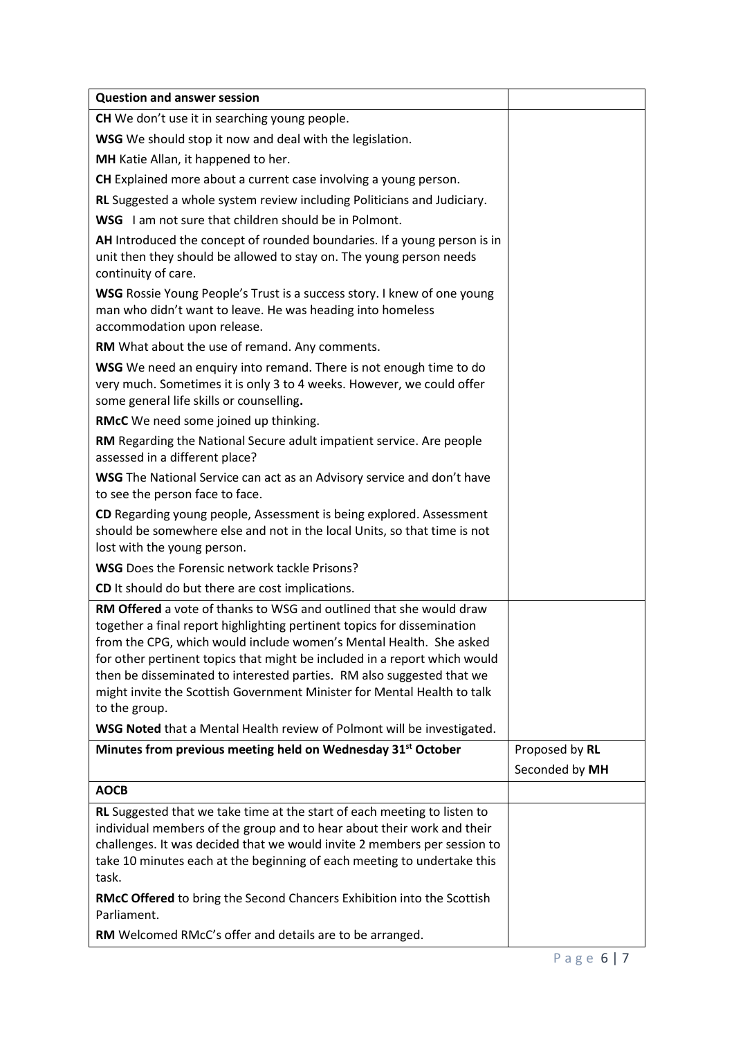| Question and answer session | |
|---|---|
| **CH** We don't use it in searching young people. | |
| **WSG** We should stop it now and deal with the legislation. | |
| **MH** Katie Allan, it happened to her. | |
| **CH** Explained more about a current case involving a young person. | |
| **RL** Suggested a whole system review including Politicians and Judiciary. | |
| **WSG** I am not sure that children should be in Polmont. | |
| **AH** Introduced the concept of rounded boundaries. If a young person is in unit then they should be allowed to stay on. The young person needs continuity of care. | |
| **WSG** Rossie Young People's Trust is a success story. I knew of one young man who didn't want to leave. He was heading into homeless accommodation upon release. | |
| **RM** What about the use of remand. Any comments. | |
| **WSG** We need an enquiry into remand. There is not enough time to do very much. Sometimes it is only 3 to 4 weeks. However, we could offer some general life skills or counselling. | |
| **RMcC** We need some joined up thinking. | |
| **RM** Regarding the National Secure adult impatient service. Are people assessed in a different place? | |
| **WSG** The National Service can act as an Advisory service and don't have to see the person face to face. | |
| **CD** Regarding young people, Assessment is being explored. Assessment should be somewhere else and not in the local Units, so that time is not lost with the young person. | |
| **WSG** Does the Forensic network tackle Prisons? | |
| **CD** It should do but there are cost implications. | |
| **RM Offered** a vote of thanks to WSG and outlined that she would draw together a final report highlighting pertinent topics for dissemination from the CPG, which would include women's Mental Health. She asked for other pertinent topics that might be included in a report which would then be disseminated to interested parties. RM also suggested that we might invite the Scottish Government Minister for Mental Health to talk to the group.<br>**WSG Noted** that a Mental Health review of Polmont will be investigated. | |
| **Minutes from previous meeting held on Wednesday 31st October** | Proposed by **RL**<br>Seconded by **MH** |
| **AOCB** | |
| **RL** Suggested that we take time at the start of each meeting to listen to individual members of the group and to hear about their work and their challenges. It was decided that we would invite 2 members per session to take 10 minutes each at the beginning of each meeting to undertake this task.<br>**RMcC Offered** to bring the Second Chancers Exhibition into the Scottish Parliament.<br>**RM** Welcomed RMcC's offer and details are to be arranged. | |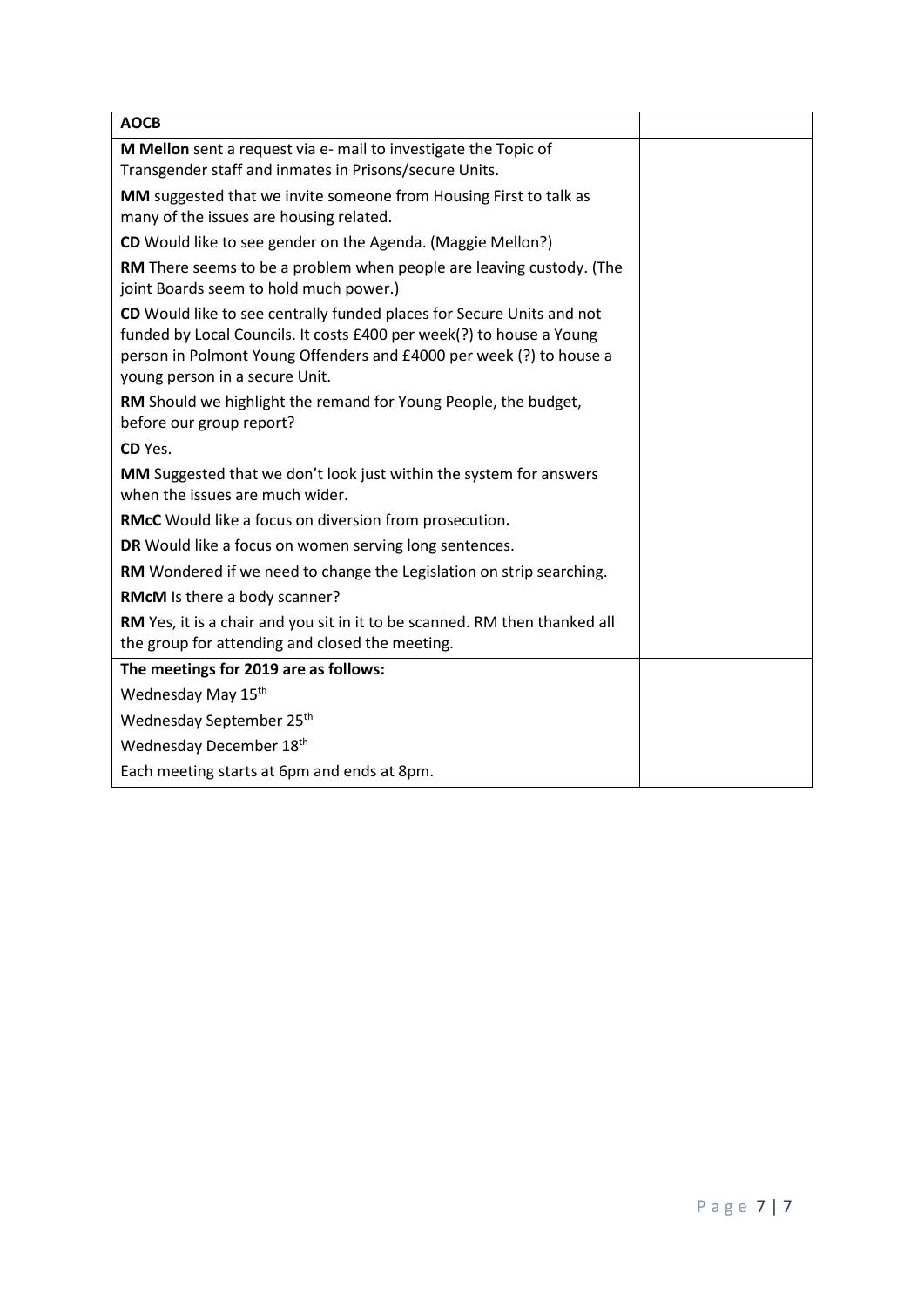| **AOCB** | |
|---|---|
| **M Mellon** sent a request via e- mail to investigate the Topic of Transgender staff and inmates in Prisons/secure Units.<br><br>**MM** suggested that we invite someone from Housing First to talk as many of the issues are housing related.<br><br>**CD** Would like to see gender on the Agenda. (Maggie Mellon?)<br><br>**RM** There seems to be a problem when people are leaving custody. (The joint Boards seem to hold much power.)<br><br>**CD** Would like to see centrally funded places for Secure Units and not funded by Local Councils. It costs £400 per week(?) to house a Young person in Polmont Young Offenders and £4000 per week (?) to house a young person in a secure Unit.<br><br>**RM** Should we highlight the remand for Young People, the budget, before our group report?<br><br>**CD** Yes.<br><br>**MM** Suggested that we don't look just within the system for answers when the issues are much wider.<br><br>**RMcC** Would like a focus on diversion from prosecution**.**<br><br>**DR** Would like a focus on women serving long sentences.<br><br>**RM** Wondered if we need to change the Legislation on strip searching.<br><br>**RMcM** Is there a body scanner?<br><br>**RM** Yes, it is a chair and you sit in it to be scanned. RM then thanked all the group for attending and closed the meeting. | |
| **The meetings for 2019 are as follows:**<br><br>Wednesday May 15th<br><br>Wednesday September 25th<br><br>Wednesday December 18th<br><br>Each meeting starts at 6pm and ends at 8pm. | |